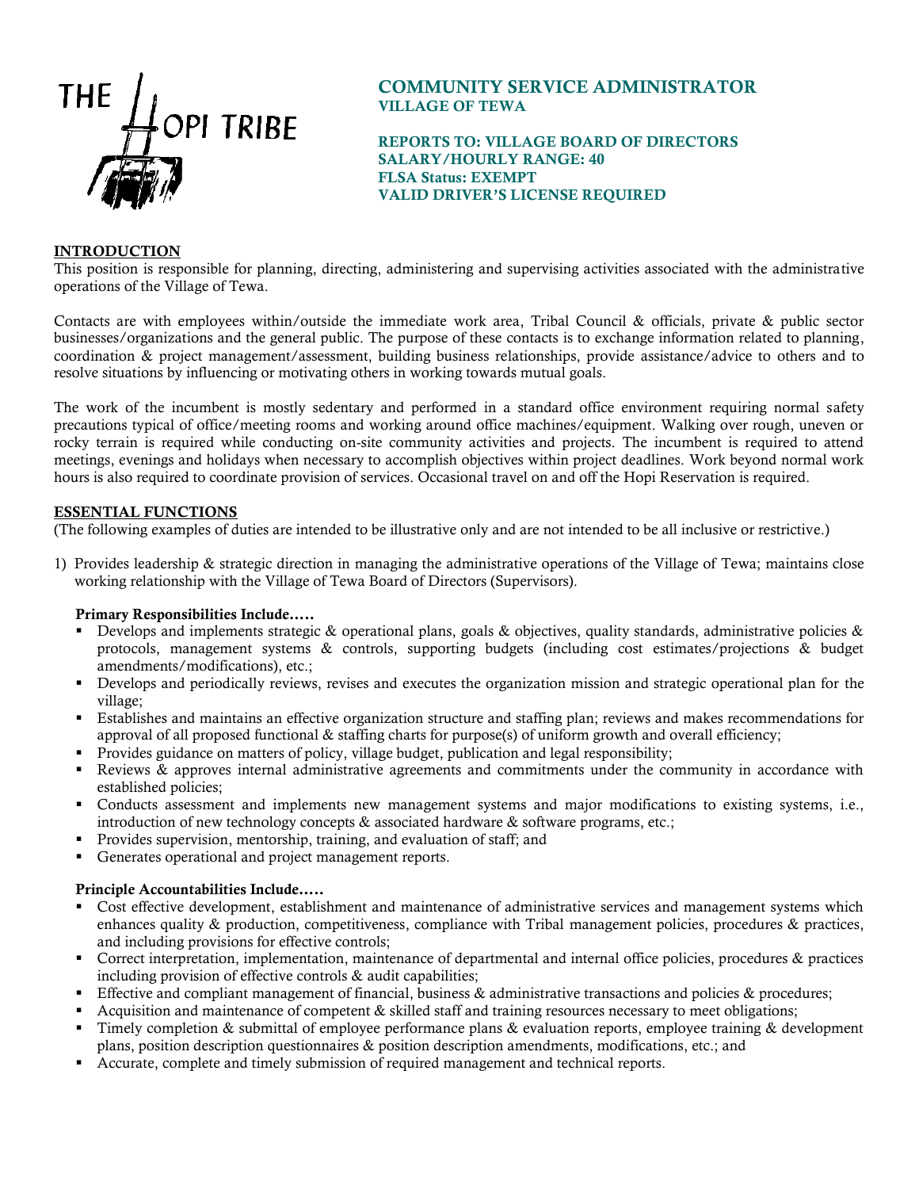THE HOPI TRIBE

# COMMUNITY SERVICE ADMINISTRATOR
**VILLAGE OF TEWA**

**REPORTS TO: VILLAGE BOARD OF DIRECTORS**
**SALARY/HOURLY RANGE: 40**
**FLSA Status: EXEMPT**
**VALID DRIVER'S LICENSE REQUIRED**

## INTRODUCTION

This position is responsible for planning, directing, administering and supervising activities associated with the administrative operations of the Village of Tewa.

Contacts are with employees within/outside the immediate work area, Tribal Council & officials, private & public sector businesses/organizations and the general public. The purpose of these contacts is to exchange information related to planning, coordination & project management/assessment, building business relationships, provide assistance/advice to others and to resolve situations by influencing or motivating others in working towards mutual goals.

The work of the incumbent is mostly sedentary and performed in a standard office environment requiring normal safety precautions typical of office/meeting rooms and working around office machines/equipment. Walking over rough, uneven or rocky terrain is required while conducting on-site community activities and projects. The incumbent is required to attend meetings, evenings and holidays when necessary to accomplish objectives within project deadlines. Work beyond normal work hours is also required to coordinate provision of services. Occasional travel on and off the Hopi Reservation is required.

## ESSENTIAL FUNCTIONS

(The following examples of duties are intended to be illustrative only and are not intended to be all inclusive or restrictive.)

1) Provides leadership & strategic direction in managing the administrative operations of the Village of Tewa; maintains close working relationship with the Village of Tewa Board of Directors (Supervisors).

**Primary Responsibilities Include…..**

- Develops and implements strategic & operational plans, goals & objectives, quality standards, administrative policies & protocols, management systems & controls, supporting budgets (including cost estimates/projections & budget amendments/modifications), etc.;
- Develops and periodically reviews, revises and executes the organization mission and strategic operational plan for the village;
- Establishes and maintains an effective organization structure and staffing plan; reviews and makes recommendations for approval of all proposed functional & staffing charts for purpose(s) of uniform growth and overall efficiency;
- Provides guidance on matters of policy, village budget, publication and legal responsibility;
- Reviews & approves internal administrative agreements and commitments under the community in accordance with established policies;
- Conducts assessment and implements new management systems and major modifications to existing systems, i.e., introduction of new technology concepts & associated hardware & software programs, etc.;
- Provides supervision, mentorship, training, and evaluation of staff; and
- Generates operational and project management reports.

**Principle Accountabilities Include…..**

- Cost effective development, establishment and maintenance of administrative services and management systems which enhances quality & production, competitiveness, compliance with Tribal management policies, procedures & practices, and including provisions for effective controls;
- Correct interpretation, implementation, maintenance of departmental and internal office policies, procedures & practices including provision of effective controls & audit capabilities;
- Effective and compliant management of financial, business & administrative transactions and policies & procedures;
- Acquisition and maintenance of competent & skilled staff and training resources necessary to meet obligations;
- Timely completion & submittal of employee performance plans & evaluation reports, employee training & development plans, position description questionnaires & position description amendments, modifications, etc.; and
- Accurate, complete and timely submission of required management and technical reports.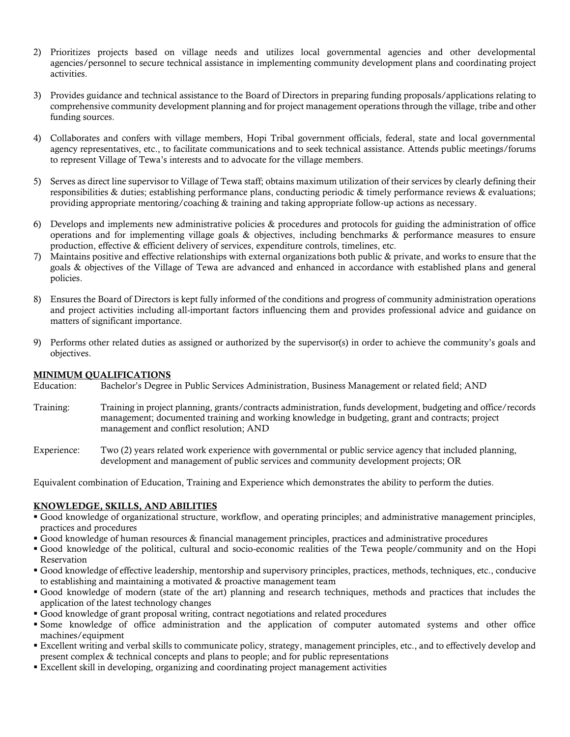2) Prioritizes projects based on village needs and utilizes local governmental agencies and other developmental agencies/personnel to secure technical assistance in implementing community development plans and coordinating project activities.

3) Provides guidance and technical assistance to the Board of Directors in preparing funding proposals/applications relating to comprehensive community development planning and for project management operations through the village, tribe and other funding sources.

4) Collaborates and confers with village members, Hopi Tribal government officials, federal, state and local governmental agency representatives, etc., to facilitate communications and to seek technical assistance. Attends public meetings/forums to represent Village of Tewa's interests and to advocate for the village members.

5) Serves as direct line supervisor to Village of Tewa staff; obtains maximum utilization of their services by clearly defining their responsibilities & duties; establishing performance plans, conducting periodic & timely performance reviews & evaluations; providing appropriate mentoring/coaching & training and taking appropriate follow-up actions as necessary.

6) Develops and implements new administrative policies & procedures and protocols for guiding the administration of office operations and for implementing village goals & objectives, including benchmarks & performance measures to ensure production, effective & efficient delivery of services, expenditure controls, timelines, etc.

7) Maintains positive and effective relationships with external organizations both public & private, and works to ensure that the goals & objectives of the Village of Tewa are advanced and enhanced in accordance with established plans and general policies.

8) Ensures the Board of Directors is kept fully informed of the conditions and progress of community administration operations and project activities including all-important factors influencing them and provides professional advice and guidance on matters of significant importance.

9) Performs other related duties as assigned or authorized by the supervisor(s) in order to achieve the community's goals and objectives.

## MINIMUM QUALIFICATIONS

Education: Bachelor's Degree in Public Services Administration, Business Management or related field; AND

Training: Training in project planning, grants/contracts administration, funds development, budgeting and office/records management; documented training and working knowledge in budgeting, grant and contracts; project management and conflict resolution; AND

Experience: Two (2) years related work experience with governmental or public service agency that included planning, development and management of public services and community development projects; OR

Equivalent combination of Education, Training and Experience which demonstrates the ability to perform the duties.

## KNOWLEDGE, SKILLS, AND ABILITIES

- Good knowledge of organizational structure, workflow, and operating principles; and administrative management principles, practices and procedures
- Good knowledge of human resources & financial management principles, practices and administrative procedures
- Good knowledge of the political, cultural and socio-economic realities of the Tewa people/community and on the Hopi Reservation
- Good knowledge of effective leadership, mentorship and supervisory principles, practices, methods, techniques, etc., conducive to establishing and maintaining a motivated & proactive management team
- Good knowledge of modern (state of the art) planning and research techniques, methods and practices that includes the application of the latest technology changes
- Good knowledge of grant proposal writing, contract negotiations and related procedures
- Some knowledge of office administration and the application of computer automated systems and other office machines/equipment
- Excellent writing and verbal skills to communicate policy, strategy, management principles, etc., and to effectively develop and present complex & technical concepts and plans to people; and for public representations
- Excellent skill in developing, organizing and coordinating project management activities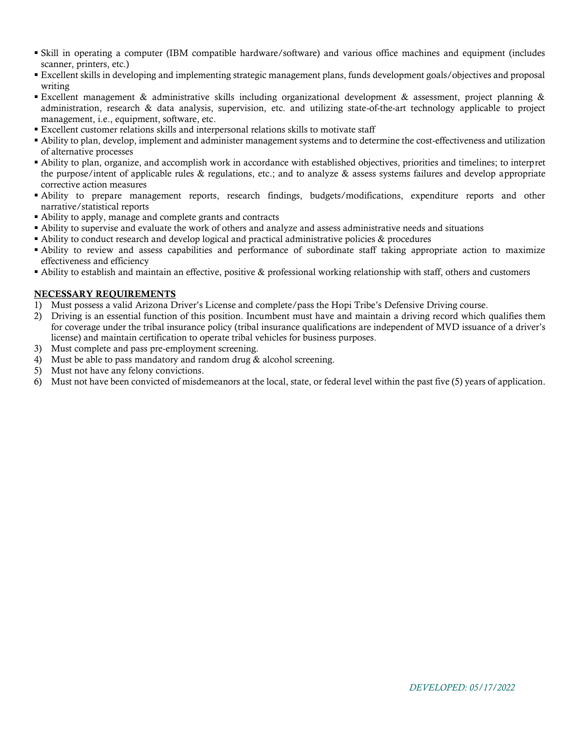- Skill in operating a computer (IBM compatible hardware/software) and various office machines and equipment (includes scanner, printers, etc.)
- Excellent skills in developing and implementing strategic management plans, funds development goals/objectives and proposal writing
- Excellent management & administrative skills including organizational development & assessment, project planning & administration, research & data analysis, supervision, etc. and utilizing state-of-the-art technology applicable to project management, i.e., equipment, software, etc.
- Excellent customer relations skills and interpersonal relations skills to motivate staff
- Ability to plan, develop, implement and administer management systems and to determine the cost-effectiveness and utilization of alternative processes
- Ability to plan, organize, and accomplish work in accordance with established objectives, priorities and timelines; to interpret the purpose/intent of applicable rules & regulations, etc.; and to analyze & assess systems failures and develop appropriate corrective action measures
- Ability to prepare management reports, research findings, budgets/modifications, expenditure reports and other narrative/statistical reports
- Ability to apply, manage and complete grants and contracts
- Ability to supervise and evaluate the work of others and analyze and assess administrative needs and situations
- Ability to conduct research and develop logical and practical administrative policies & procedures
- Ability to review and assess capabilities and performance of subordinate staff taking appropriate action to maximize effectiveness and efficiency
- Ability to establish and maintain an effective, positive & professional working relationship with staff, others and customers

## NECESSARY REQUIREMENTS

1) Must possess a valid Arizona Driver's License and complete/pass the Hopi Tribe's Defensive Driving course.
2) Driving is an essential function of this position. Incumbent must have and maintain a driving record which qualifies them for coverage under the tribal insurance policy (tribal insurance qualifications are independent of MVD issuance of a driver's license) and maintain certification to operate tribal vehicles for business purposes.
3) Must complete and pass pre-employment screening.
4) Must be able to pass mandatory and random drug & alcohol screening.
5) Must not have any felony convictions.
6) Must not have been convicted of misdemeanors at the local, state, or federal level within the past five (5) years of application.

*DEVELOPED: 05/17/2022*